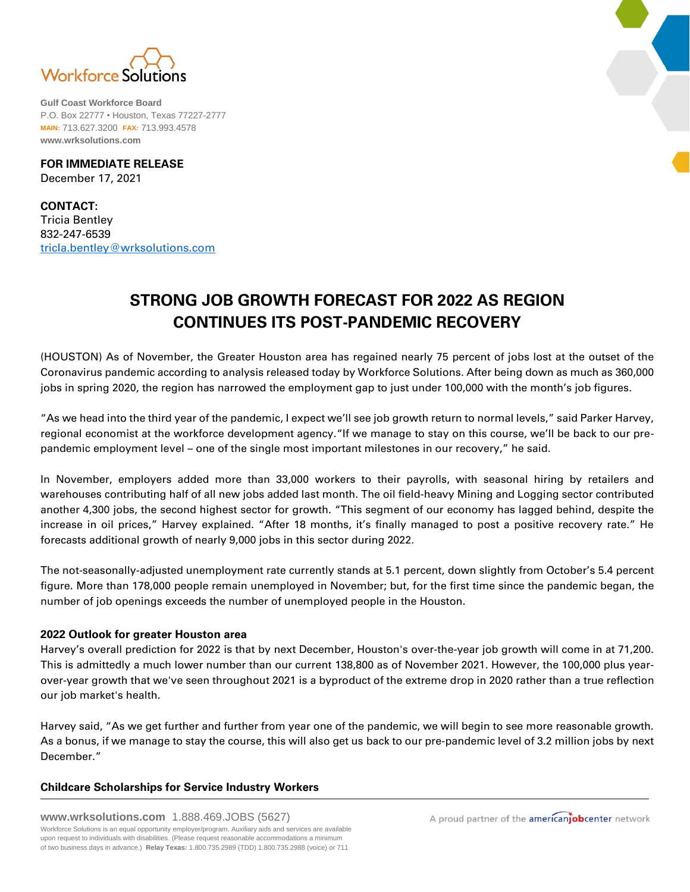Workforce Solutions

**Gulf Coast Workforce Board**
P.O. Box 22777 • Houston, Texas 77227-2777
MAIN: 713.627.3200 FAX: 713.993.4578
**www.wrksolutions.com**

**FOR IMMEDIATE RELEASE**
December 17, 2021

**CONTACT:**
Tricia Bentley
832-247-6539
tricla.bentley@wrksolutions.com

# STRONG JOB GROWTH FORECAST FOR 2022 AS REGION CONTINUES ITS POST-PANDEMIC RECOVERY

(HOUSTON) As of November, the Greater Houston area has regained nearly 75 percent of jobs lost at the outset of the Coronavirus pandemic according to analysis released today by Workforce Solutions. After being down as much as 360,000 jobs in spring 2020, the region has narrowed the employment gap to just under 100,000 with the month's job figures.

"As we head into the third year of the pandemic, I expect we'll see job growth return to normal levels," said Parker Harvey, regional economist at the workforce development agency."If we manage to stay on this course, we'll be back to our pre-pandemic employment level – one of the single most important milestones in our recovery," he said.

In November, employers added more than 33,000 workers to their payrolls, with seasonal hiring by retailers and warehouses contributing half of all new jobs added last month. The oil field-heavy Mining and Logging sector contributed another 4,300 jobs, the second highest sector for growth. "This segment of our economy has lagged behind, despite the increase in oil prices," Harvey explained. "After 18 months, it's finally managed to post a positive recovery rate." He forecasts additional growth of nearly 9,000 jobs in this sector during 2022.

The not-seasonally-adjusted unemployment rate currently stands at 5.1 percent, down slightly from October's 5.4 percent figure. More than 178,000 people remain unemployed in November; but, for the first time since the pandemic began, the number of job openings exceeds the number of unemployed people in the Houston.

### 2022 Outlook for greater Houston area

Harvey's overall prediction for 2022 is that by next December, Houston's over-the-year job growth will come in at 71,200. This is admittedly a much lower number than our current 138,800 as of November 2021. However, the 100,000 plus year-over-year growth that we've seen throughout 2021 is a byproduct of the extreme drop in 2020 rather than a true reflection our job market's health.

Harvey said, "As we get further and further from year one of the pandemic, we will begin to see more reasonable growth. As a bonus, if we manage to stay the course, this will also get us back to our pre-pandemic level of 3.2 million jobs by next December."

### Childcare Scholarships for Service Industry Workers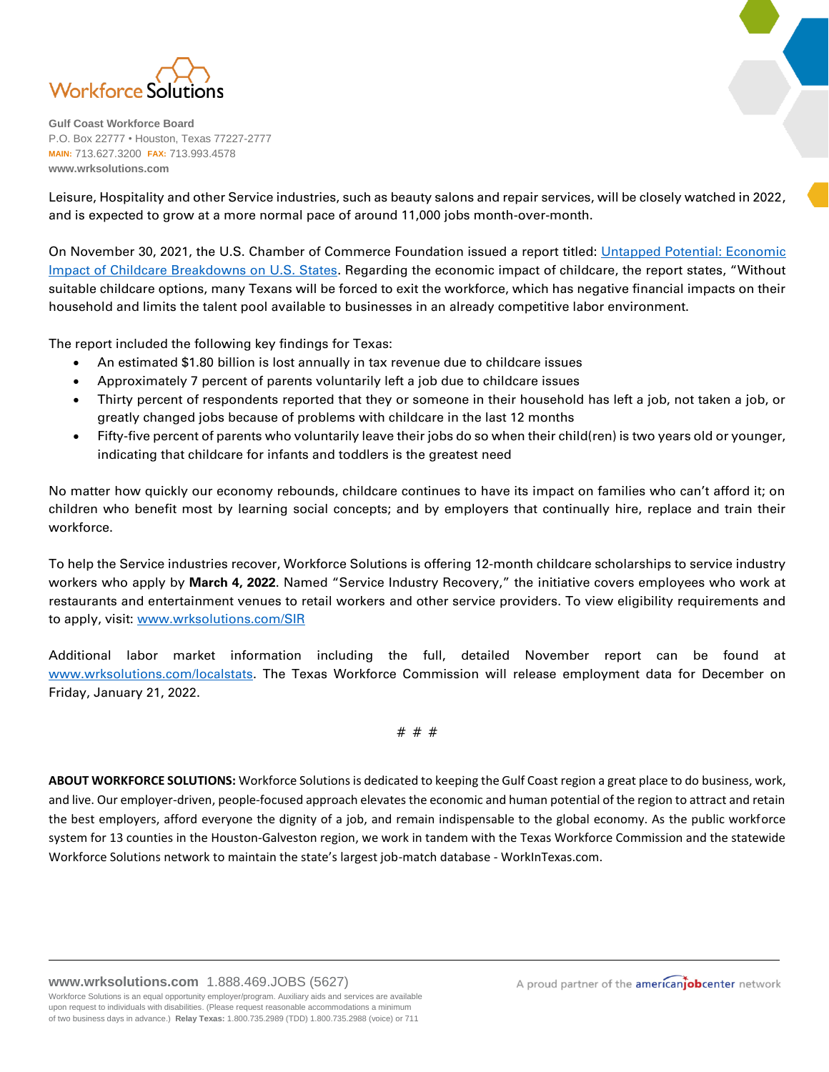Leisure, Hospitality and other Service industries, such as beauty salons and repair services, will be closely watched in 2022, and is expected to grow at a more normal pace of around 11,000 jobs month-over-month.

On November 30, 2021, the U.S. Chamber of Commerce Foundation issued a report titled: [Untapped Potential: Economic Impact of Childcare Breakdowns on U.S. States](). Regarding the economic impact of childcare, the report states, "Without suitable childcare options, many Texans will be forced to exit the workforce, which has negative financial impacts on their household and limits the talent pool available to businesses in an already competitive labor environment.

The report included the following key findings for Texas:

- An estimated $1.80 billion is lost annually in tax revenue due to childcare issues
- Approximately 7 percent of parents voluntarily left a job due to childcare issues
- Thirty percent of respondents reported that they or someone in their household has left a job, not taken a job, or greatly changed jobs because of problems with childcare in the last 12 months
- Fifty-five percent of parents who voluntarily leave their jobs do so when their child(ren) is two years old or younger, indicating that childcare for infants and toddlers is the greatest need

No matter how quickly our economy rebounds, childcare continues to have its impact on families who can't afford it; on children who benefit most by learning social concepts; and by employers that continually hire, replace and train their workforce.

To help the Service industries recover, Workforce Solutions is offering 12-month childcare scholarships to service industry workers who apply by **March 4, 2022**. Named "Service Industry Recovery," the initiative covers employees who work at restaurants and entertainment venues to retail workers and other service providers. To view eligibility requirements and to apply, visit: [www.wrksolutions.com/SIR](www.wrksolutions.com/SIR)

Additional labor market information including the full, detailed November report can be found at [www.wrksolutions.com/localstats](www.wrksolutions.com/localstats). The Texas Workforce Commission will release employment data for December on Friday, January 21, 2022.

# # #

**ABOUT WORKFORCE SOLUTIONS:** Workforce Solutions is dedicated to keeping the Gulf Coast region a great place to do business, work, and live. Our employer-driven, people-focused approach elevates the economic and human potential of the region to attract and retain the best employers, afford everyone the dignity of a job, and remain indispensable to the global economy. As the public workforce system for 13 counties in the Houston-Galveston region, we work in tandem with the Texas Workforce Commission and the statewide Workforce Solutions network to maintain the state's largest job-match database - WorkInTexas.com.